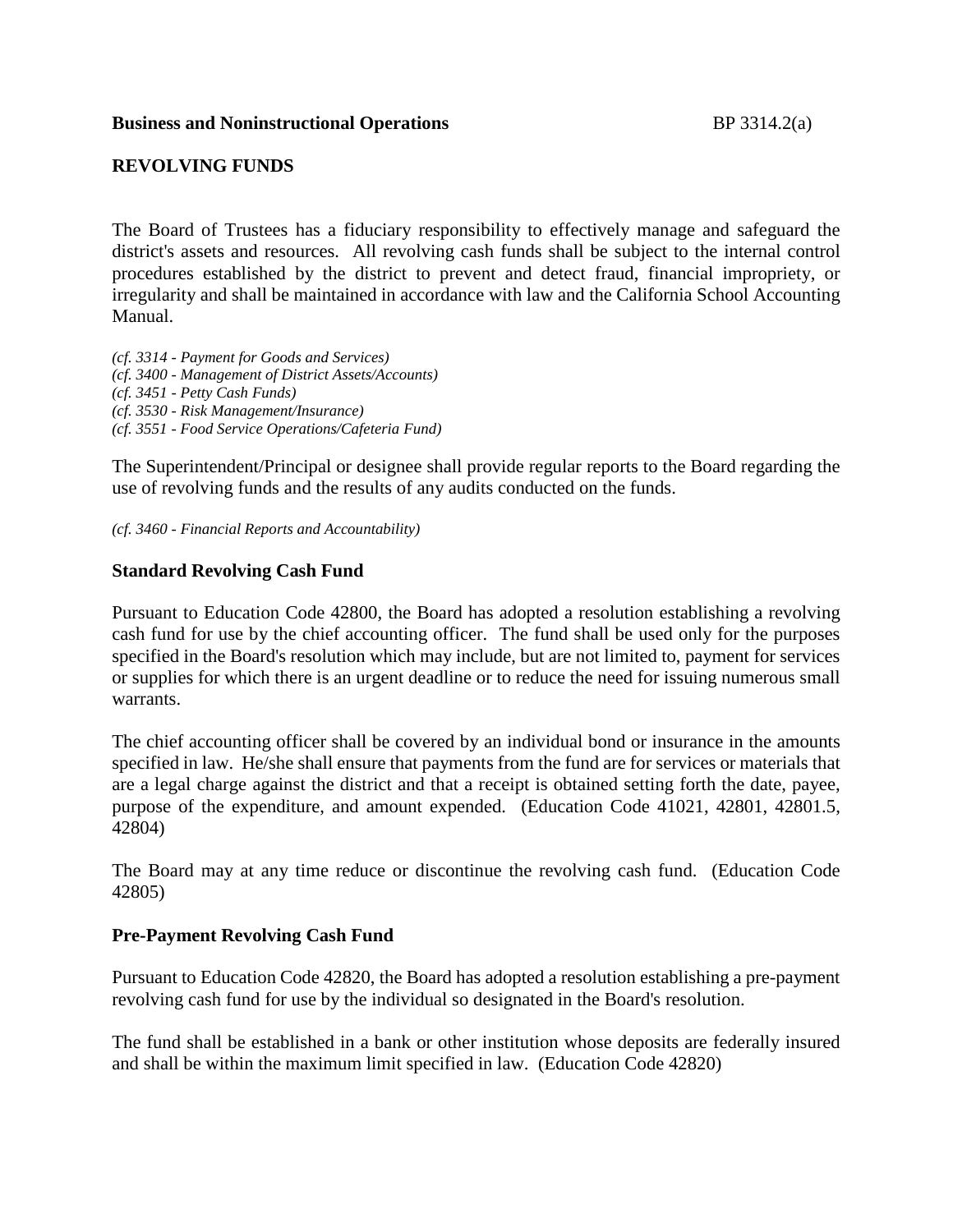**Business and Noninstructional Operations** BP 3314.2(a)

## REVOLVING FUNDS

The Board of Trustees has a fiduciary responsibility to effectively manage and safeguard the district's assets and resources. All revolving cash funds shall be subject to the internal control procedures established by the district to prevent and detect fraud, financial impropriety, or irregularity and shall be maintained in accordance with law and the California School Accounting Manual.

*(cf. 3314 - Payment for Goods and Services)*
*(cf. 3400 - Management of District Assets/Accounts)*
*(cf. 3451 - Petty Cash Funds)*
*(cf. 3530 - Risk Management/Insurance)*
*(cf. 3551 - Food Service Operations/Cafeteria Fund)*

The Superintendent/Principal or designee shall provide regular reports to the Board regarding the use of revolving funds and the results of any audits conducted on the funds.

*(cf. 3460 - Financial Reports and Accountability)*

### Standard Revolving Cash Fund

Pursuant to Education Code 42800, the Board has adopted a resolution establishing a revolving cash fund for use by the chief accounting officer. The fund shall be used only for the purposes specified in the Board's resolution which may include, but are not limited to, payment for services or supplies for which there is an urgent deadline or to reduce the need for issuing numerous small warrants.

The chief accounting officer shall be covered by an individual bond or insurance in the amounts specified in law. He/she shall ensure that payments from the fund are for services or materials that are a legal charge against the district and that a receipt is obtained setting forth the date, payee, purpose of the expenditure, and amount expended. (Education Code 41021, 42801, 42801.5, 42804)

The Board may at any time reduce or discontinue the revolving cash fund. (Education Code 42805)

### Pre-Payment Revolving Cash Fund

Pursuant to Education Code 42820, the Board has adopted a resolution establishing a pre-payment revolving cash fund for use by the individual so designated in the Board's resolution.

The fund shall be established in a bank or other institution whose deposits are federally insured and shall be within the maximum limit specified in law. (Education Code 42820)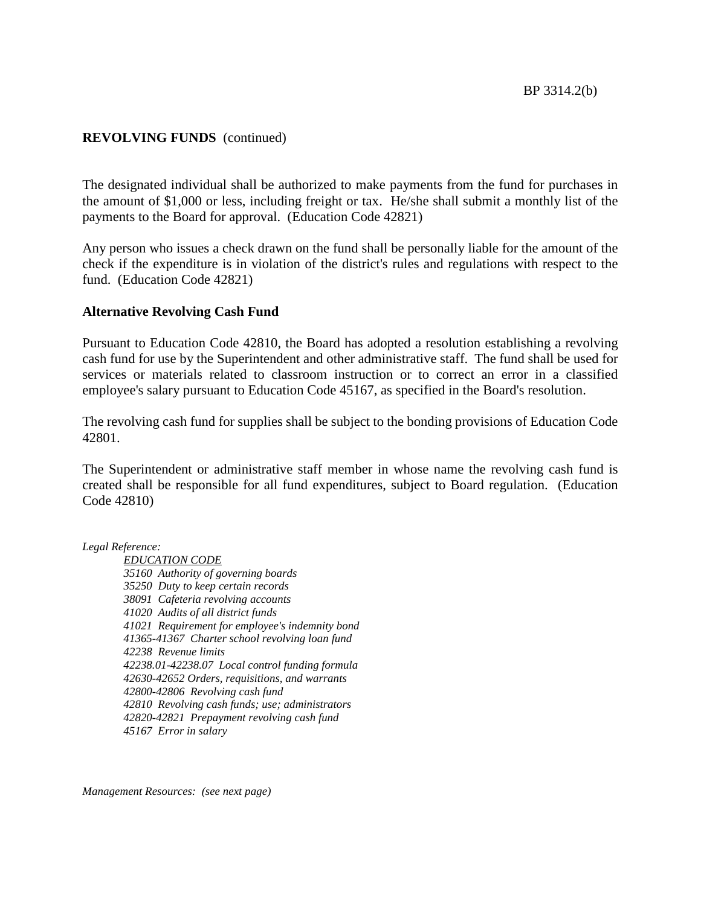**REVOLVING FUNDS** (continued)

The designated individual shall be authorized to make payments from the fund for purchases in the amount of $1,000 or less, including freight or tax. He/she shall submit a monthly list of the payments to the Board for approval. (Education Code 42821)

Any person who issues a check drawn on the fund shall be personally liable for the amount of the check if the expenditure is in violation of the district's rules and regulations with respect to the fund. (Education Code 42821)

**Alternative Revolving Cash Fund**

Pursuant to Education Code 42810, the Board has adopted a resolution establishing a revolving cash fund for use by the Superintendent and other administrative staff. The fund shall be used for services or materials related to classroom instruction or to correct an error in a classified employee's salary pursuant to Education Code 45167, as specified in the Board's resolution.

The revolving cash fund for supplies shall be subject to the bonding provisions of Education Code 42801.

The Superintendent or administrative staff member in whose name the revolving cash fund is created shall be responsible for all fund expenditures, subject to Board regulation. (Education Code 42810)

*Legal Reference:*

*EDUCATION CODE*
*35160 Authority of governing boards*
*35250 Duty to keep certain records*
*38091 Cafeteria revolving accounts*
*41020 Audits of all district funds*
*41021 Requirement for employee's indemnity bond*
*41365-41367 Charter school revolving loan fund*
*42238 Revenue limits*
*42238.01-42238.07 Local control funding formula*
*42630-42652 Orders, requisitions, and warrants*
*42800-42806 Revolving cash fund*
*42810 Revolving cash funds; use; administrators*
*42820-42821 Prepayment revolving cash fund*
*45167 Error in salary*

*Management Resources: (see next page)*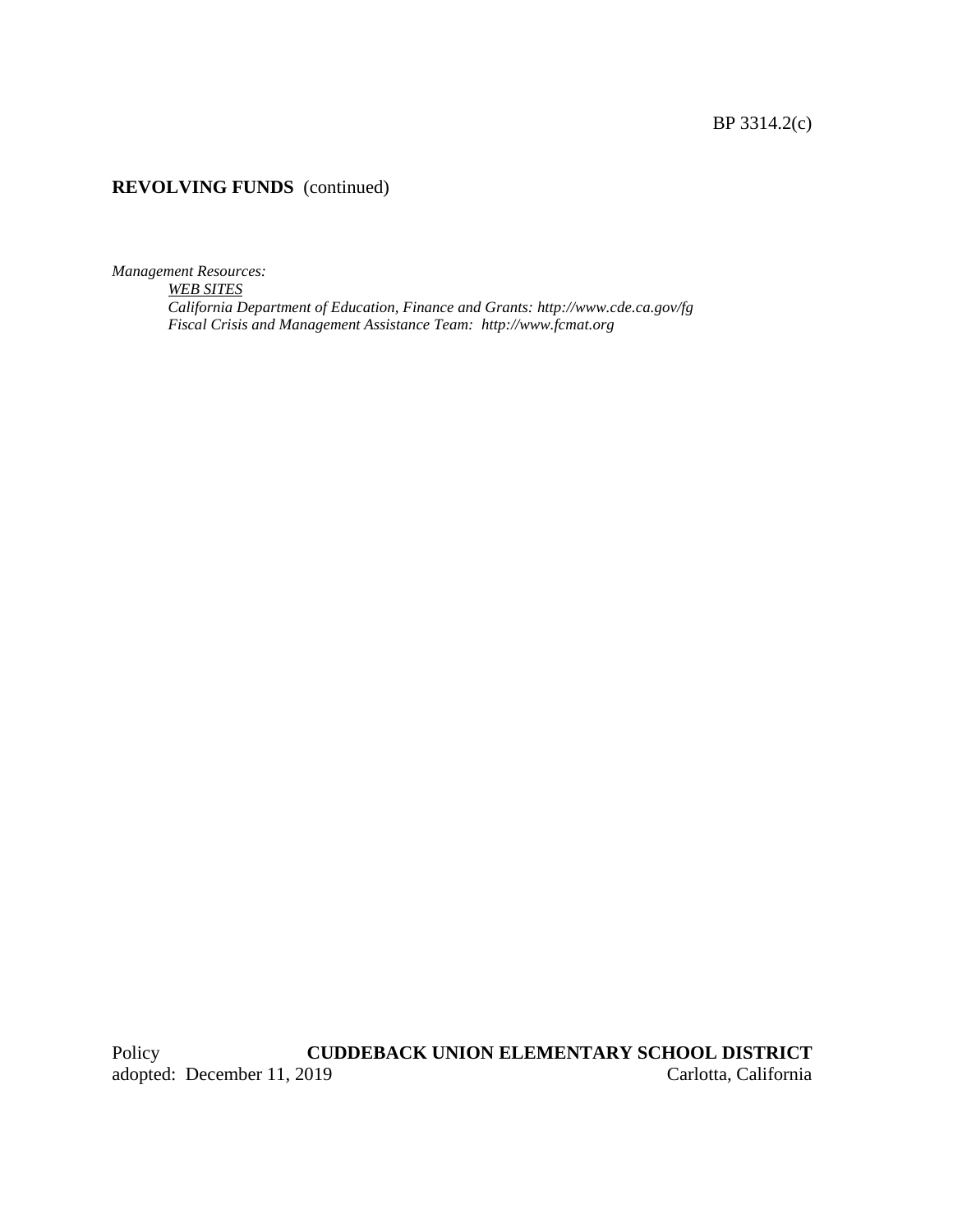**REVOLVING FUNDS** (continued)

*Management Resources:*

*WEB SITES*

*California Department of Education, Finance and Grants: http://www.cde.ca.gov/fg*

*Fiscal Crisis and Management Assistance Team: http://www.fcmat.org*

Policy **CUDDEBACK UNION ELEMENTARY SCHOOL DISTRICT**
adopted: December 11, 2019 Carlotta, California